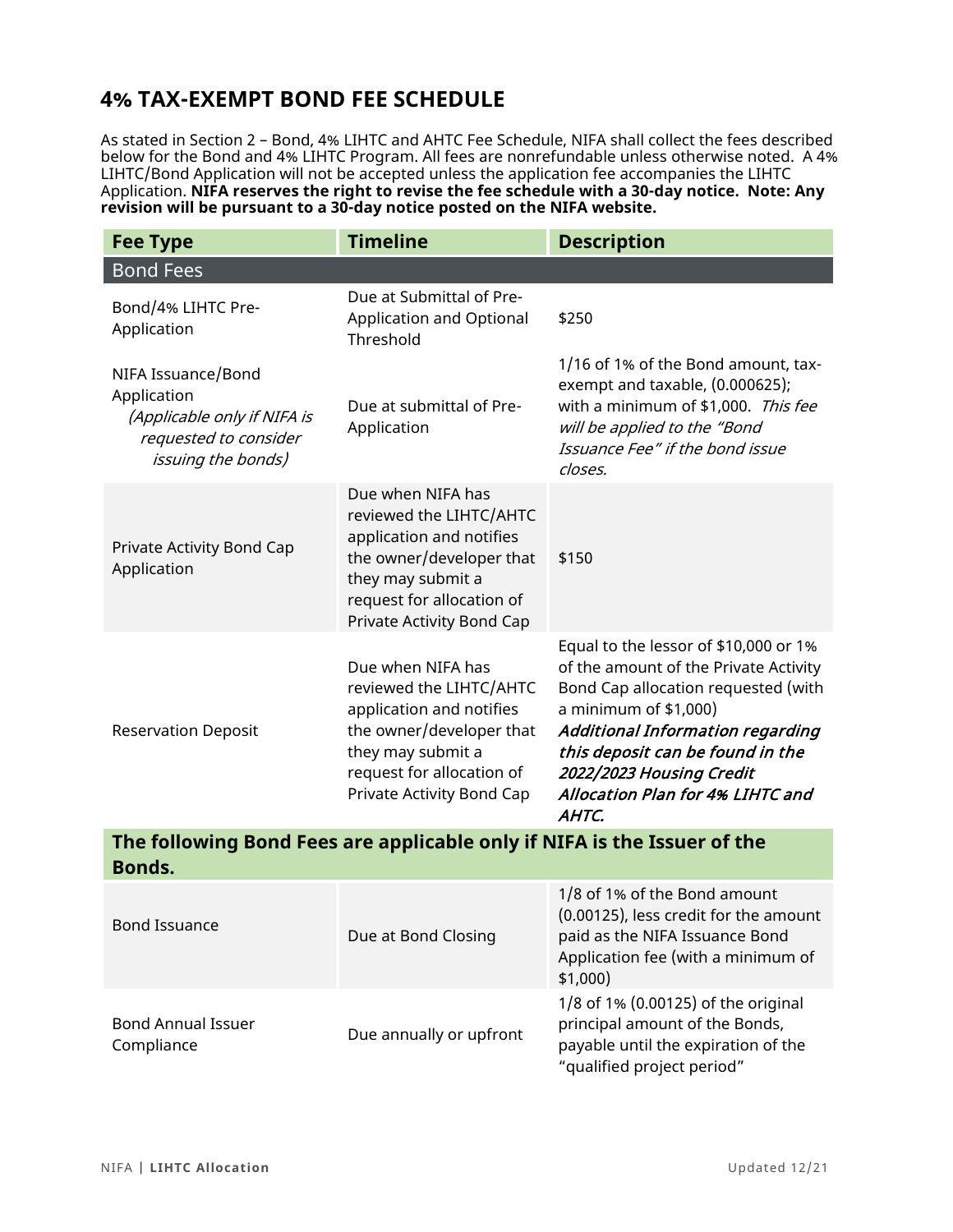## 4% TAX-EXEMPT BOND FEE SCHEDULE

As stated in Section 2 – Bond, 4% LIHTC and AHTC Fee Schedule, NIFA shall collect the fees described below for the Bond and 4% LIHTC Program. All fees are nonrefundable unless otherwise noted. A 4% LIHTC/Bond Application will not be accepted unless the application fee accompanies the LIHTC Application. **NIFA reserves the right to revise the fee schedule with a 30-day notice. Note: Any revision will be pursuant to a 30-day notice posted on the NIFA website.**

| Fee Type | Timeline | Description |
|---|---|---|
| Bond Fees | | |
| Bond/4% LIHTC Pre-Application | Due at Submittal of Pre-Application and Optional Threshold | $250 |
| NIFA Issuance/Bond Application *(Applicable only if NIFA is requested to consider issuing the bonds)* | Due at submittal of Pre-Application | 1/16 of 1% of the Bond amount, tax-exempt and taxable, (0.000625); with a minimum of $1,000. *This fee will be applied to the "Bond Issuance Fee" if the bond issue closes.* |
| Private Activity Bond Cap Application | Due when NIFA has reviewed the LIHTC/AHTC application and notifies the owner/developer that they may submit a request for allocation of Private Activity Bond Cap | $150 |
| Reservation Deposit | Due when NIFA has reviewed the LIHTC/AHTC application and notifies the owner/developer that they may submit a request for allocation of Private Activity Bond Cap | Equal to the lessor of $10,000 or 1% of the amount of the Private Activity Bond Cap allocation requested (with a minimum of $1,000) ***Additional Information regarding this deposit can be found in the 2022/2023 Housing Credit Allocation Plan for 4% LIHTC and AHTC.*** |
| **The following Bond Fees are applicable only if NIFA is the Issuer of the Bonds.** | | |
| Bond Issuance | Due at Bond Closing | 1/8 of 1% of the Bond amount (0.00125), less credit for the amount paid as the NIFA Issuance Bond Application fee (with a minimum of $1,000) |
| Bond Annual Issuer Compliance | Due annually or upfront | 1/8 of 1% (0.00125) of the original principal amount of the Bonds, payable until the expiration of the "qualified project period" |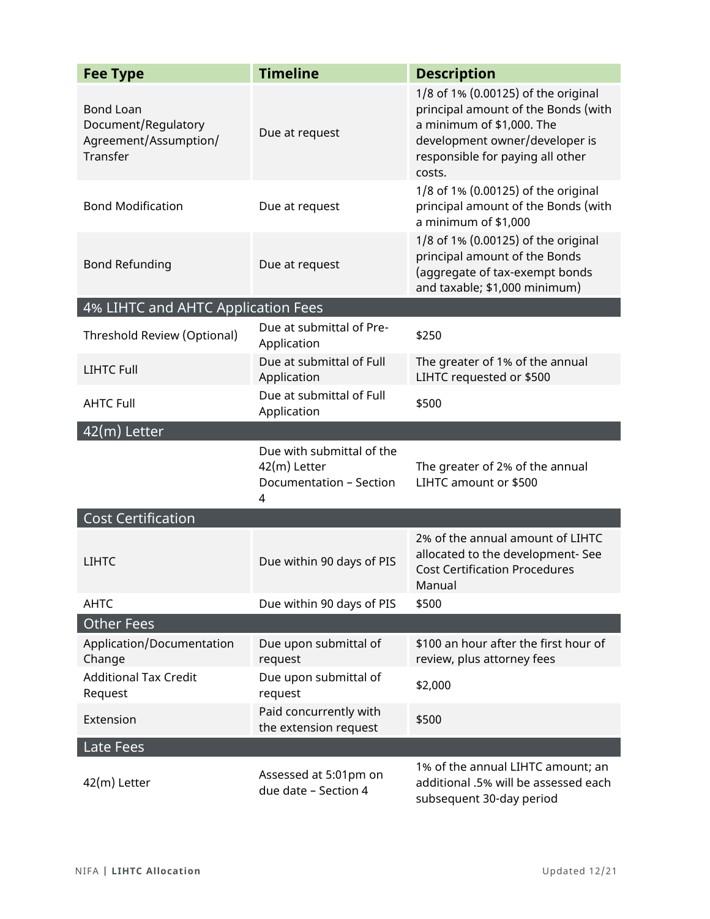| Fee Type | Timeline | Description |
|---|---|---|
| Bond Loan Document/Regulatory Agreement/Assumption/ Transfer | Due at request | 1/8 of 1% (0.00125) of the original principal amount of the Bonds (with a minimum of $1,000. The development owner/developer is responsible for paying all other costs. |
| Bond Modification | Due at request | 1/8 of 1% (0.00125) of the original principal amount of the Bonds (with a minimum of $1,000 |
| Bond Refunding | Due at request | 1/8 of 1% (0.00125) of the original principal amount of the Bonds (aggregate of tax-exempt bonds and taxable; $1,000 minimum) |
| **4% LIHTC and AHTC Application Fees** | | |
| Threshold Review (Optional) | Due at submittal of Pre-Application | $250 |
| LIHTC Full | Due at submittal of Full Application | The greater of 1% of the annual LIHTC requested or $500 |
| AHTC Full | Due at submittal of Full Application | $500 |
| **42(m) Letter** | | |
| | Due with submittal of the 42(m) Letter Documentation – Section 4 | The greater of 2% of the annual LIHTC amount or $500 |
| **Cost Certification** | | |
| LIHTC | Due within 90 days of PIS | 2% of the annual amount of LIHTC allocated to the development- See Cost Certification Procedures Manual |
| AHTC | Due within 90 days of PIS | $500 |
| **Other Fees** | | |
| Application/Documentation Change | Due upon submittal of request | $100 an hour after the first hour of review, plus attorney fees |
| Additional Tax Credit Request | Due upon submittal of request | $2,000 |
| Extension | Paid concurrently with the extension request | $500 |
| **Late Fees** | | |
| 42(m) Letter | Assessed at 5:01pm on due date – Section 4 | 1% of the annual LIHTC amount; an additional .5% will be assessed each subsequent 30-day period |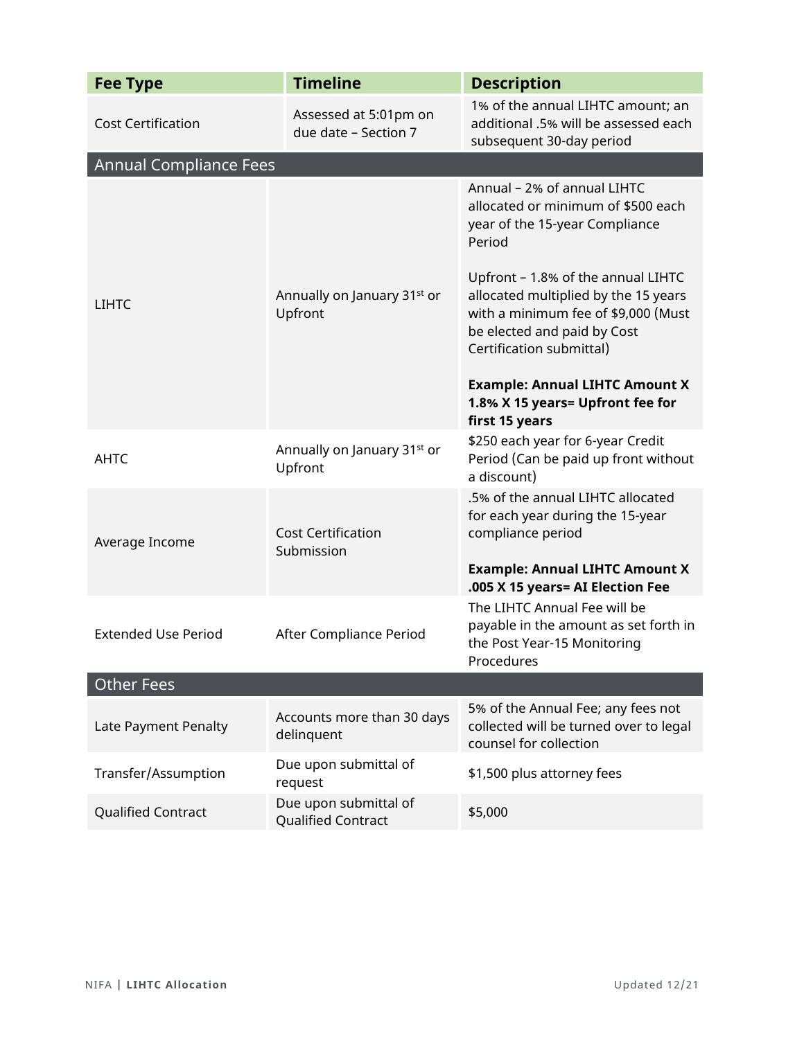| Fee Type | Timeline | Description |
|---|---|---|
| Cost Certification | Assessed at 5:01pm on due date – Section 7 | 1% of the annual LIHTC amount; an additional .5% will be assessed each subsequent 30-day period |
| **Annual Compliance Fees** | | |
| LIHTC | Annually on January 31st or Upfront | Annual – 2% of annual LIHTC allocated or minimum of $500 each year of the 15-year Compliance Period<br><br>Upfront – 1.8% of the annual LIHTC allocated multiplied by the 15 years with a minimum fee of $9,000 (Must be elected and paid by Cost Certification submittal)<br><br>**Example: Annual LIHTC Amount X 1.8% X 15 years= Upfront fee for first 15 years** |
| AHTC | Annually on January 31st or Upfront | $250 each year for 6-year Credit Period (Can be paid up front without a discount) |
| Average Income | Cost Certification Submission | .5% of the annual LIHTC allocated for each year during the 15-year compliance period<br><br>**Example: Annual LIHTC Amount X .005 X 15 years= AI Election Fee** |
| Extended Use Period | After Compliance Period | The LIHTC Annual Fee will be payable in the amount as set forth in the Post Year-15 Monitoring Procedures |
| **Other Fees** | | |
| Late Payment Penalty | Accounts more than 30 days delinquent | 5% of the Annual Fee; any fees not collected will be turned over to legal counsel for collection |
| Transfer/Assumption | Due upon submittal of request | $1,500 plus attorney fees |
| Qualified Contract | Due upon submittal of Qualified Contract | $5,000 |